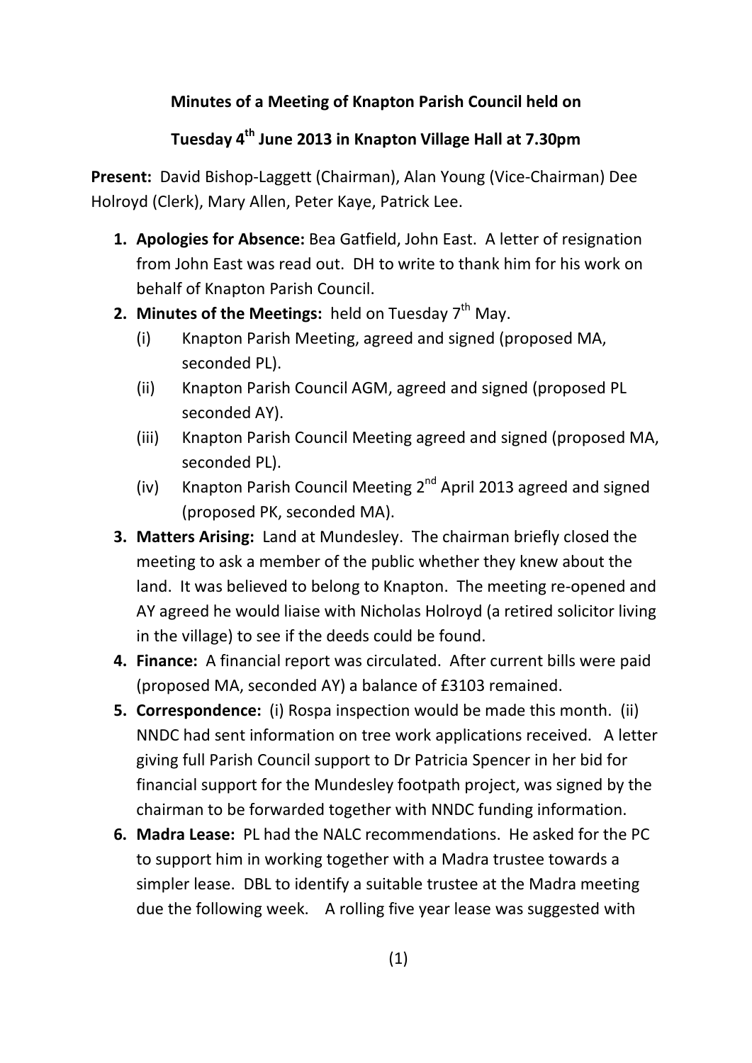**Minutes of a Meeting of Knapton Parish Council held on**

**Tuesday 4th June 2013 in Knapton Village Hall at 7.30pm**

**Present:** David Bishop-Laggett (Chairman), Alan Young (Vice-Chairman) Dee Holroyd (Clerk), Mary Allen, Peter Kaye, Patrick Lee.

1. **Apologies for Absence:** Bea Gatfield, John East. A letter of resignation from John East was read out. DH to write to thank him for his work on behalf of Knapton Parish Council.
2. **Minutes of the Meetings:** held on Tuesday 7th May.
   - (i) Knapton Parish Meeting, agreed and signed (proposed MA, seconded PL).
   - (ii) Knapton Parish Council AGM, agreed and signed (proposed PL seconded AY).
   - (iii) Knapton Parish Council Meeting agreed and signed (proposed MA, seconded PL).
   - (iv) Knapton Parish Council Meeting 2nd April 2013 agreed and signed (proposed PK, seconded MA).
3. **Matters Arising:** Land at Mundesley. The chairman briefly closed the meeting to ask a member of the public whether they knew about the land. It was believed to belong to Knapton. The meeting re-opened and AY agreed he would liaise with Nicholas Holroyd (a retired solicitor living in the village) to see if the deeds could be found.
4. **Finance:** A financial report was circulated. After current bills were paid (proposed MA, seconded AY) a balance of £3103 remained.
5. **Correspondence:** (i) Rospa inspection would be made this month. (ii) NNDC had sent information on tree work applications received. A letter giving full Parish Council support to Dr Patricia Spencer in her bid for financial support for the Mundesley footpath project, was signed by the chairman to be forwarded together with NNDC funding information.
6. **Madra Lease:** PL had the NALC recommendations. He asked for the PC to support him in working together with a Madra trustee towards a simpler lease. DBL to identify a suitable trustee at the Madra meeting due the following week. A rolling five year lease was suggested with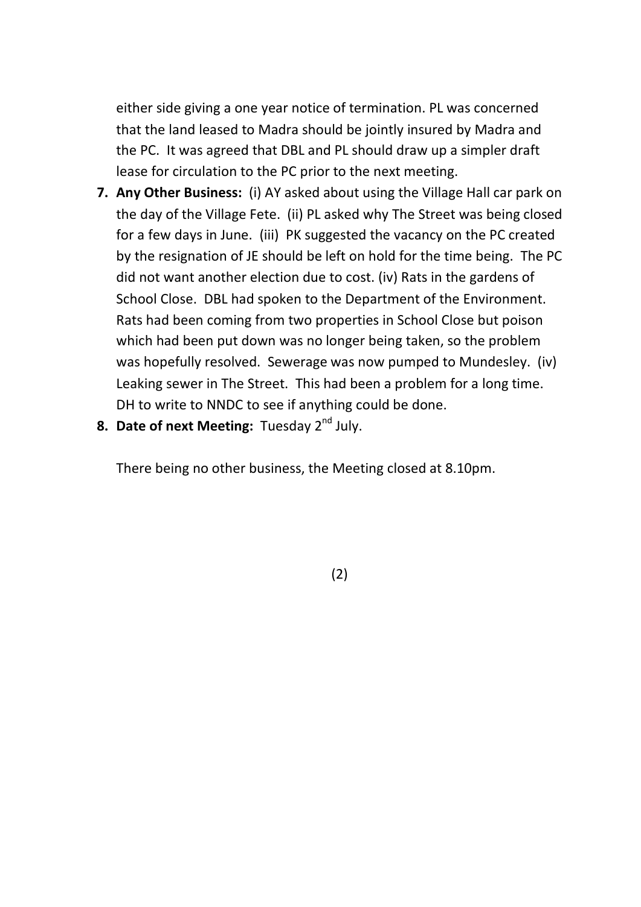either side giving a one year notice of termination. PL was concerned that the land leased to Madra should be jointly insured by Madra and the PC. It was agreed that DBL and PL should draw up a simpler draft lease for circulation to the PC prior to the next meeting.

7. **Any Other Business:** (i) AY asked about using the Village Hall car park on the day of the Village Fete. (ii) PL asked why The Street was being closed for a few days in June. (iii) PK suggested the vacancy on the PC created by the resignation of JE should be left on hold for the time being. The PC did not want another election due to cost. (iv) Rats in the gardens of School Close. DBL had spoken to the Department of the Environment. Rats had been coming from two properties in School Close but poison which had been put down was no longer being taken, so the problem was hopefully resolved. Sewerage was now pumped to Mundesley. (iv) Leaking sewer in The Street. This had been a problem for a long time. DH to write to NNDC to see if anything could be done.
8. **Date of next Meeting:** Tuesday 2nd July.

There being no other business, the Meeting closed at 8.10pm.